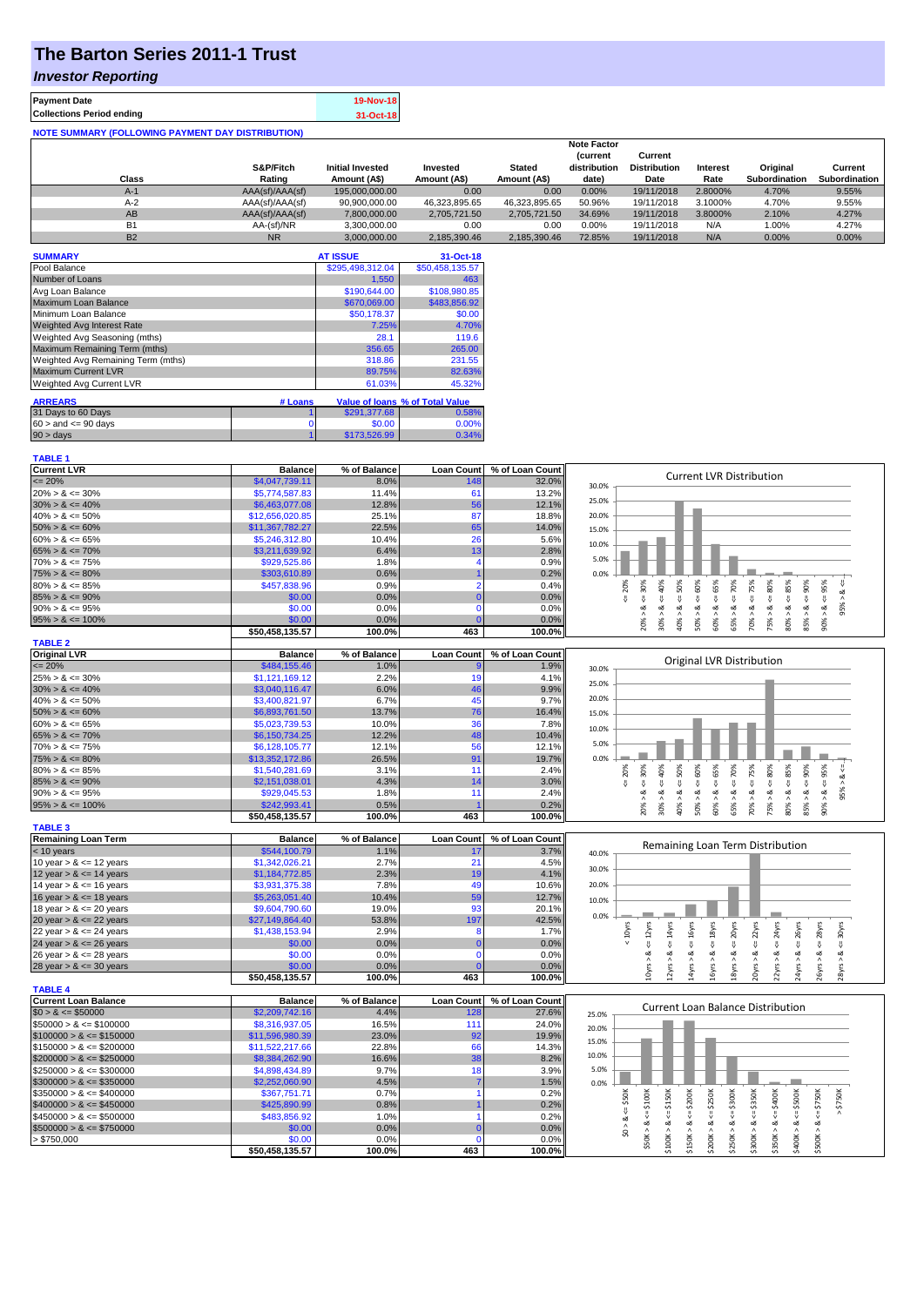# The Barton Series 2011-1 Trust

## *Investor Reporting*

| | |
|---|---|
| **Payment Date** | 19-Nov-18 |
| **Collections Period ending** | 31-Oct-18 |

**NOTE SUMMARY (FOLLOWING PAYMENT DAY DISTRIBUTION)**

| Class | S&P/Fitch Rating | Initial Invested Amount (A$) | Invested Amount (A$) | Stated Amount (A$) | Note Factor (current distribution date) | Current Distribution Date | Interest Rate | Original Subordination | Current Subordination |
|---|---|---|---|---|---|---|---|---|---|
| A-1 | AAA(sf)/AAA(sf) | 195,000,000.00 | 0.00 | 0.00 | 0.00% | 19/11/2018 | 2.8000% | 4.70% | 9.55% |
| A-2 | AAA(sf)/AAA(sf) | 90,900,000.00 | 46,323,895.65 | 46,323,895.65 | 50.96% | 19/11/2018 | 3.1000% | 4.70% | 9.55% |
| AB | AAA(sf)/AAA(sf) | 7,800,000.00 | 2,705,721.50 | 2,705,721.50 | 34.69% | 19/11/2018 | 3.8000% | 2.10% | 4.27% |
| B1 | AA-(sf)/NR | 3,300,000.00 | 0.00 | 0.00 | 0.00% | 19/11/2018 | N/A | 1.00% | 4.27% |
| B2 | NR | 3,000,000.00 | 2,185,390.46 | 2,185,390.46 | 72.85% | 19/11/2018 | N/A | 0.00% | 0.00% |

| SUMMARY | AT ISSUE | 31-Oct-18 |
|---|---|---|
| Pool Balance | $295,498,312.04 | $50,458,135.57 |
| Number of Loans | 1,550 | 463 |
| Avg Loan Balance | $190,644.00 | $108,980.85 |
| Maximum Loan Balance | $670,069.00 | $483,856.92 |
| Minimum Loan Balance | $50,178.37 | $0.00 |
| Weighted Avg Interest Rate | 7.25% | 4.70% |
| Weighted Avg Seasoning (mths) | 28.1 | 119.6 |
| Maximum Remaining Term (mths) | 356.65 | 265.00 |
| Weighted Avg Remaining Term (mths) | 318.86 | 231.55 |
| Maximum Current LVR | 89.75% | 82.63% |
| Weighted Avg Current LVR | 61.03% | 45.32% |

| ARREARS | # Loans | Value of loans | % of Total Value |
|---|---|---|---|
| 31 Days to 60 Days | 1 | $291,377.68 | 0.58% |
| $60 >$ and $<= 90$ days | 0 | $0.00 | 0.00% |
| $90 >$ days | 1 | $173,526.99 | 0.34% |

**TABLE 1**

| Current LVR | Balance | % of Balance | Loan Count | % of Loan Count |
|---|---|---|---|---|
| <= 20% | $4,047,739.11 | 8.0% | 148 | 32.0% |
| 20% > & <= 30% | $5,774,587.83 | 11.4% | 61 | 13.2% |
| 30% > & <= 40% | $6,463,077.08 | 12.8% | 56 | 12.1% |
| 40% > & <= 50% | $12,656,020.85 | 25.1% | 87 | 18.8% |
| 50% > & <= 60% | $11,367,782.27 | 22.5% | 65 | 14.0% |
| 60% > & <= 65% | $5,246,312.80 | 10.4% | 26 | 5.6% |
| 65% > & <= 70% | $3,211,639.92 | 6.4% | 13 | 2.8% |
| 70% > & <= 75% | $929,525.86 | 1.8% | 4 | 0.9% |
| 75% > & <= 80% | $303,610.89 | 0.6% | 1 | 0.2% |
| 80% > & <= 85% | $457,838.96 | 0.9% | 2 | 0.4% |
| 85% > & <= 90% | $0.00 | 0.0% | 0 | 0.0% |
| 90% > & <= 95% | $0.00 | 0.0% | 0 | 0.0% |
| 95% > & <= 100% | $0.00 | 0.0% | 0 | 0.0% |
| | $50,458,135.57 | 100.0% | 463 | 100.0% |

**TABLE 2**

| Original LVR | Balance | % of Balance | Loan Count | % of Loan Count |
|---|---|---|---|---|
| <= 20% | $484,155.46 | 1.0% | 9 | 1.9% |
| 25% > & <= 30% | $1,121,169.12 | 2.2% | 19 | 4.1% |
| 30% > & <= 40% | $3,040,116.47 | 6.0% | 46 | 9.9% |
| 40% > & <= 50% | $3,400,821.97 | 6.7% | 45 | 9.7% |
| 50% > & <= 60% | $6,893,761.50 | 13.7% | 76 | 16.4% |
| 60% > & <= 65% | $5,023,739.53 | 10.0% | 36 | 7.8% |
| 65% > & <= 70% | $6,150,734.25 | 12.2% | 48 | 10.4% |
| 70% > & <= 75% | $6,128,105.77 | 12.1% | 56 | 12.1% |
| 75% > & <= 80% | $13,352,172.86 | 26.5% | 91 | 19.7% |
| 80% > & <= 85% | $1,540,281.69 | 3.1% | 11 | 2.4% |
| 85% > & <= 90% | $2,151,038.01 | 4.3% | 14 | 3.0% |
| 90% > & <= 95% | $929,045.53 | 1.8% | 11 | 2.4% |
| 95% > & <= 100% | $242,993.41 | 0.5% | 1 | 0.2% |
| | $50,458,135.57 | 100.0% | 463 | 100.0% |

**TABLE 3**

| Remaining Loan Term | Balance | % of Balance | Loan Count | % of Loan Count |
|---|---|---|---|---|
| < 10 years | $544,100.79 | 1.1% | 17 | 3.7% |
| 10 year > & <= 12 years | $1,342,026.21 | 2.7% | 21 | 4.5% |
| 12 year > & <= 14 years | $1,184,772.85 | 2.3% | 19 | 4.1% |
| 14 year > & <= 16 years | $3,931,375.38 | 7.8% | 49 | 10.6% |
| 16 year > & <= 18 years | $5,263,051.40 | 10.4% | 59 | 12.7% |
| 18 year > & <= 20 years | $9,604,790.60 | 19.0% | 93 | 20.1% |
| 20 year > & <= 22 years | $27,149,864.40 | 53.8% | 197 | 42.5% |
| 22 year > & <= 24 years | $1,438,153.94 | 2.9% | 8 | 1.7% |
| 24 year > & <= 26 years | $0.00 | 0.0% | 0 | 0.0% |
| 26 year > & <= 28 years | $0.00 | 0.0% | 0 | 0.0% |
| 28 year > & <= 30 years | $0.00 | 0.0% | 0 | 0.0% |
| | $50,458,135.57 | 100.0% | 463 | 100.0% |

**TABLE 4**

| Current Loan Balance | Balance | % of Balance | Loan Count | % of Loan Count |
|---|---|---|---|---|
| $0 > & <= $50000 | $2,209,742.16 | 4.4% | 128 | 27.6% |
| $50000 > & <= $100000 | $8,316,937.05 | 16.5% | 111 | 24.0% |
| $100000 > & <= $150000 | $11,596,980.39 | 23.0% | 92 | 19.9% |
| $150000 > & <= $200000 | $11,522,217.66 | 22.8% | 66 | 14.3% |
| $200000 > & <= $250000 | $8,384,262.90 | 16.6% | 38 | 8.2% |
| $250000 > & <= $300000 | $4,898,434.89 | 9.7% | 18 | 3.9% |
| $300000 > & <= $350000 | $2,252,060.90 | 4.5% | 7 | 1.5% |
| $350000 > & <= $400000 | $367,751.71 | 0.7% | 1 | 0.2% |
| $400000 > & <= $450000 | $425,890.99 | 0.8% | 1 | 0.2% |
| $450000 > & <= $500000 | $483,856.92 | 1.0% | 1 | 0.2% |
| $500000 > & <= $750000 | $0.00 | 0.0% | 0 | 0.0% |
| > $750,000 | $0.00 | 0.0% | 0 | 0.0% |
| | $50,458,135.57 | 100.0% | 463 | 100.0% |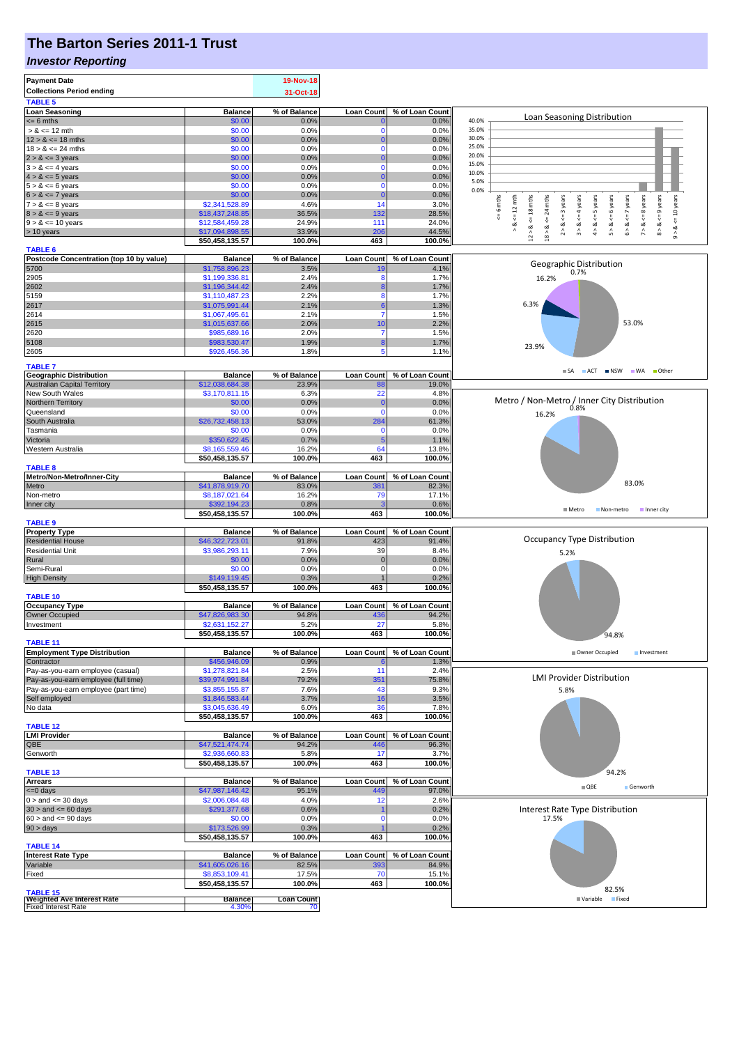# The Barton Series 2011-1 Trust

## *Investor Reporting*

| | |
|---|---|
| **Payment Date** | 19-Nov-18 |
| **Collections Period ending** | 31-Oct-18 |

**TABLE 5**

| Loan Seasoning | Balance | % of Balance | Loan Count | % of Loan Count |
|---|---|---|---|---|
| <= 6 mths | $0.00 | 0.0% | 0 | 0.0% |
| > & <= 12 mth | $0.00 | 0.0% | 0 | 0.0% |
| 12 > & <= 18 mths | $0.00 | 0.0% | 0 | 0.0% |
| 18 > & <= 24 mths | $0.00 | 0.0% | 0 | 0.0% |
| 2 > & <= 3 years | $0.00 | 0.0% | 0 | 0.0% |
| 3 > & <= 4 years | $0.00 | 0.0% | 0 | 0.0% |
| 4 > & <= 5 years | $0.00 | 0.0% | 0 | 0.0% |
| 5 > & <= 6 years | $0.00 | 0.0% | 0 | 0.0% |
| 6 > & <= 7 years | $0.00 | 0.0% | 0 | 0.0% |
| 7 > & <= 8 years | $2,341,528.89 | 4.6% | 14 | 3.0% |
| 8 > & <= 9 years | $18,437,248.85 | 36.5% | 132 | 28.5% |
| 9 > & <= 10 years | $12,584,459.28 | 24.9% | 111 | 24.0% |
| > 10 years | $17,094,898.55 | 33.9% | 206 | 44.5% |
| | $50,458,135.57 | 100.0% | 463 | 100.0% |

**TABLE 6**

| Postcode Concentration (top 10 by value) | Balance | % of Balance | Loan Count | % of Loan Count |
|---|---|---|---|---|
| 5700 | $1,758,896.23 | 3.5% | 19 | 4.1% |
| 2905 | $1,199,336.81 | 2.4% | 8 | 1.7% |
| 2602 | $1,196,344.42 | 2.4% | 8 | 1.7% |
| 5159 | $1,110,487.23 | 2.2% | 8 | 1.7% |
| 2617 | $1,075,991.44 | 2.1% | 6 | 1.3% |
| 2614 | $1,067,495.61 | 2.1% | 7 | 1.5% |
| 2615 | $1,015,637.66 | 2.0% | 10 | 2.2% |
| 2620 | $985,689.16 | 2.0% | 7 | 1.5% |
| 5108 | $983,530.47 | 1.9% | 8 | 1.7% |
| 2605 | $926,456.36 | 1.8% | 5 | 1.1% |

**TABLE 7**

| Geographic Distribution | Balance | % of Balance | Loan Count | % of Loan Count |
|---|---|---|---|---|
| Australian Capital Territory | $12,038,684.38 | 23.9% | 88 | 19.0% |
| New South Wales | $3,170,811.15 | 6.3% | 22 | 4.8% |
| Northern Territory | $0.00 | 0.0% | 0 | 0.0% |
| Queensland | $0.00 | 0.0% | 0 | 0.0% |
| South Australia | $26,732,458.13 | 53.0% | 284 | 61.3% |
| Tasmania | $0.00 | 0.0% | 0 | 0.0% |
| Victoria | $350,622.45 | 0.7% | 5 | 1.1% |
| Western Australia | $8,165,559.46 | 16.2% | 64 | 13.8% |
| | $50,458,135.57 | 100.0% | 463 | 100.0% |

**TABLE 8**

| Metro/Non-Metro/Inner-City | Balance | % of Balance | Loan Count | % of Loan Count |
|---|---|---|---|---|
| Metro | $41,878,919.70 | 83.0% | 381 | 82.3% |
| Non-metro | $8,187,021.64 | 16.2% | 79 | 17.1% |
| Inner city | $392,194.23 | 0.8% | 3 | 0.6% |
| | $50,458,135.57 | 100.0% | 463 | 100.0% |

**TABLE 9**

| Property Type | Balance | % of Balance | Loan Count | % of Loan Count |
|---|---|---|---|---|
| Residential House | $46,322,723.01 | 91.8% | 423 | 91.4% |
| Residential Unit | $3,986,293.11 | 7.9% | 39 | 8.4% |
| Rural | $0.00 | 0.0% | 0 | 0.0% |
| Semi-Rural | $0.00 | 0.0% | 0 | 0.0% |
| High Density | $149,119.45 | 0.3% | 1 | 0.2% |
| | $50,458,135.57 | 100.0% | 463 | 100.0% |

**TABLE 10**

| Occupancy Type | Balance | % of Balance | Loan Count | % of Loan Count |
|---|---|---|---|---|
| Owner Occupied | $47,826,983.30 | 94.8% | 436 | 94.2% |
| Investment | $2,631,152.27 | 5.2% | 27 | 5.8% |
| | $50,458,135.57 | 100.0% | 463 | 100.0% |

**TABLE 11**

| Employment Type Distribution | Balance | % of Balance | Loan Count | % of Loan Count |
|---|---|---|---|---|
| Contractor | $456,946.09 | 0.9% | 6 | 1.3% |
| Pay-as-you-earn employee (casual) | $1,278,821.84 | 2.5% | 11 | 2.4% |
| Pay-as-you-earn employee (full time) | $39,974,991.84 | 79.2% | 351 | 75.8% |
| Pay-as-you-earn employee (part time) | $3,855,155.87 | 7.6% | 43 | 9.3% |
| Self employed | $1,846,583.44 | 3.7% | 16 | 3.5% |
| No data | $3,045,636.49 | 6.0% | 36 | 7.8% |
| | $50,458,135.57 | 100.0% | 463 | 100.0% |

**TABLE 12**

| LMI Provider | Balance | % of Balance | Loan Count | % of Loan Count |
|---|---|---|---|---|
| QBE | $47,521,474.74 | 94.2% | 446 | 96.3% |
| Genworth | $2,936,660.83 | 5.8% | 17 | 3.7% |
| | $50,458,135.57 | 100.0% | 463 | 100.0% |

**TABLE 13**

| Arrears | Balance | % of Balance | Loan Count | % of Loan Count |
|---|---|---|---|---|
| <=0 days | $47,987,146.42 | 95.1% | 449 | 97.0% |
| 0 > and <= 30 days | $2,006,084.48 | 4.0% | 12 | 2.6% |
| 30 > and <= 60 days | $291,377.68 | 0.6% | 1 | 0.2% |
| 60 > and <= 90 days | $0.00 | 0.0% | 0 | 0.0% |
| 90 > days | $173,526.99 | 0.3% | 1 | 0.2% |
| | $50,458,135.57 | 100.0% | 463 | 100.0% |

**TABLE 14**

| Interest Rate Type | Balance | % of Balance | Loan Count | % of Loan Count |
|---|---|---|---|---|
| Variable | $41,605,026.16 | 82.5% | 393 | 84.9% |
| Fixed | $8,853,109.41 | 17.5% | 70 | 15.1% |
| | $50,458,135.57 | 100.0% | 463 | 100.0% |

**TABLE 15**

| Weighted Ave Interest Rate | Balance | Loan Count |
|---|---|---|
| Fixed Interest Rate | 4.30% | 70 |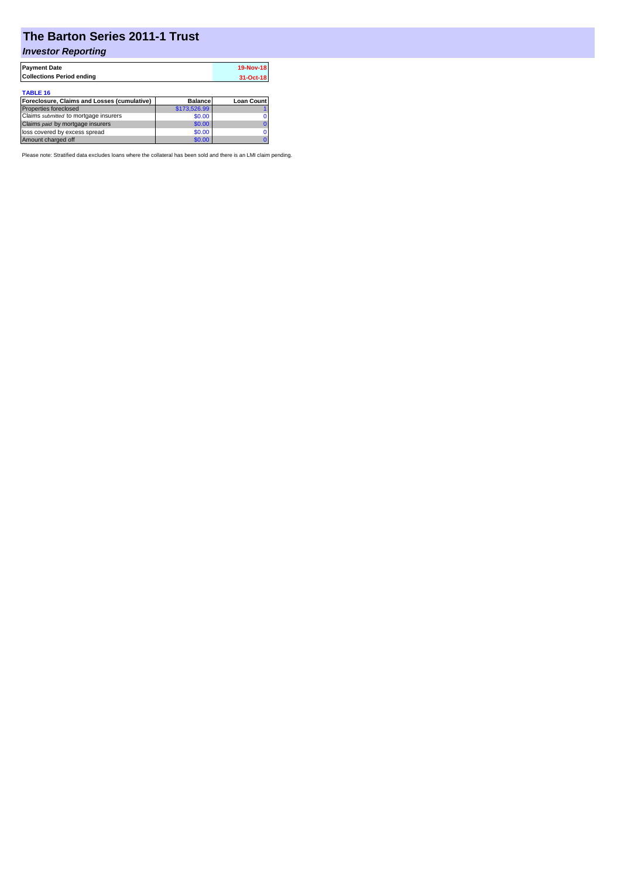# The Barton Series 2011-1 Trust

## *Investor Reporting*

| | |
|---|---|
| **Payment Date** | **19-Nov-18** |
| **Collections Period ending** | **31-Oct-18** |

**TABLE 16**

| Foreclosure, Claims and Losses (cumulative) | Balance | Loan Count |
|---|---|---|
| Properties foreclosed | $173,526.99 | 1 |
| Claims *submitted* to mortgage insurers | $0.00 | 0 |
| Claims *paid* by mortgage insurers | $0.00 | 0 |
| loss covered by excess spread | $0.00 | 0 |
| Amount charged off | $0.00 | 0 |

Please note: Stratified data excludes loans where the collateral has been sold and there is an LMI claim pending.